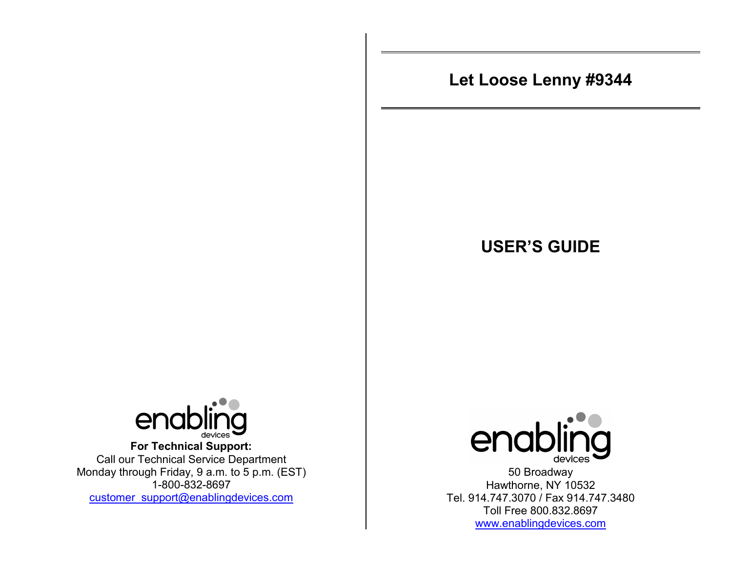# Let Loose Lenny #9344

## USER'S GUIDE

enabling devices

50 Broadway
Hawthorne, NY 10532
Tel. 914.747.3070 / Fax 914.747.3480
Toll Free 800.832.8697
www.enablingdevices.com

enabling devices

**For Technical Support:**
Call our Technical Service Department
Monday through Friday, 9 a.m. to 5 p.m. (EST)
1-800-832-8697
customer_support@enablingdevices.com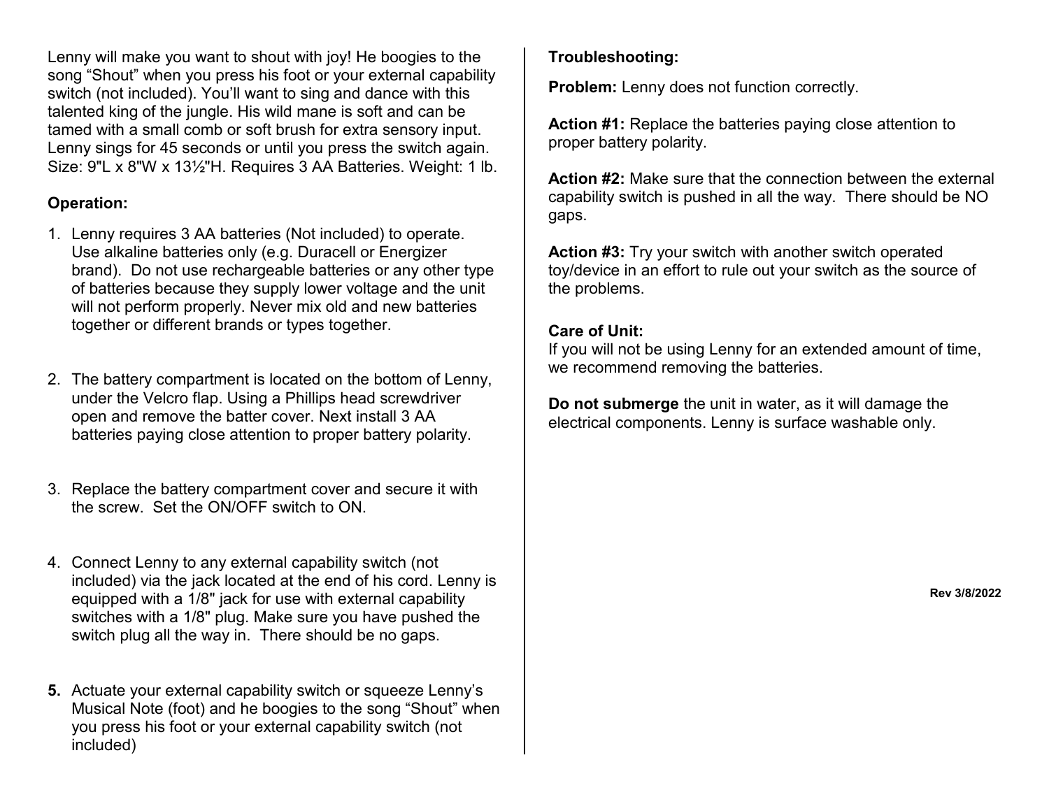Lenny will make you want to shout with joy! He boogies to the song “Shout” when you press his foot or your external capability switch (not included). You’ll want to sing and dance with this talented king of the jungle. His wild mane is soft and can be tamed with a small comb or soft brush for extra sensory input. Lenny sings for 45 seconds or until you press the switch again. Size: 9"L x 8"W x 13½"H. Requires 3 AA Batteries. Weight: 1 lb.

**Operation:**

1. Lenny requires 3 AA batteries (Not included) to operate. Use alkaline batteries only (e.g. Duracell or Energizer brand). Do not use rechargeable batteries or any other type of batteries because they supply lower voltage and the unit will not perform properly. Never mix old and new batteries together or different brands or types together.

2. The battery compartment is located on the bottom of Lenny, under the Velcro flap. Using a Phillips head screwdriver open and remove the batter cover. Next install 3 AA batteries paying close attention to proper battery polarity.

3. Replace the battery compartment cover and secure it with the screw. Set the ON/OFF switch to ON.

4. Connect Lenny to any external capability switch (not included) via the jack located at the end of his cord. Lenny is equipped with a 1/8" jack for use with external capability switches with a 1/8" plug. Make sure you have pushed the switch plug all the way in. There should be no gaps.

5. Actuate your external capability switch or squeeze Lenny’s Musical Note (foot) and he boogies to the song “Shout” when you press his foot or your external capability switch (not included)

**Troubleshooting:**

**Problem:** Lenny does not function correctly.

**Action #1:** Replace the batteries paying close attention to proper battery polarity.

**Action #2:** Make sure that the connection between the external capability switch is pushed in all the way. There should be NO gaps.

**Action #3:** Try your switch with another switch operated toy/device in an effort to rule out your switch as the source of the problems.

**Care of Unit:**
If you will not be using Lenny for an extended amount of time, we recommend removing the batteries.

**Do not submerge** the unit in water, as it will damage the electrical components. Lenny is surface washable only.

**Rev 3/8/2022**